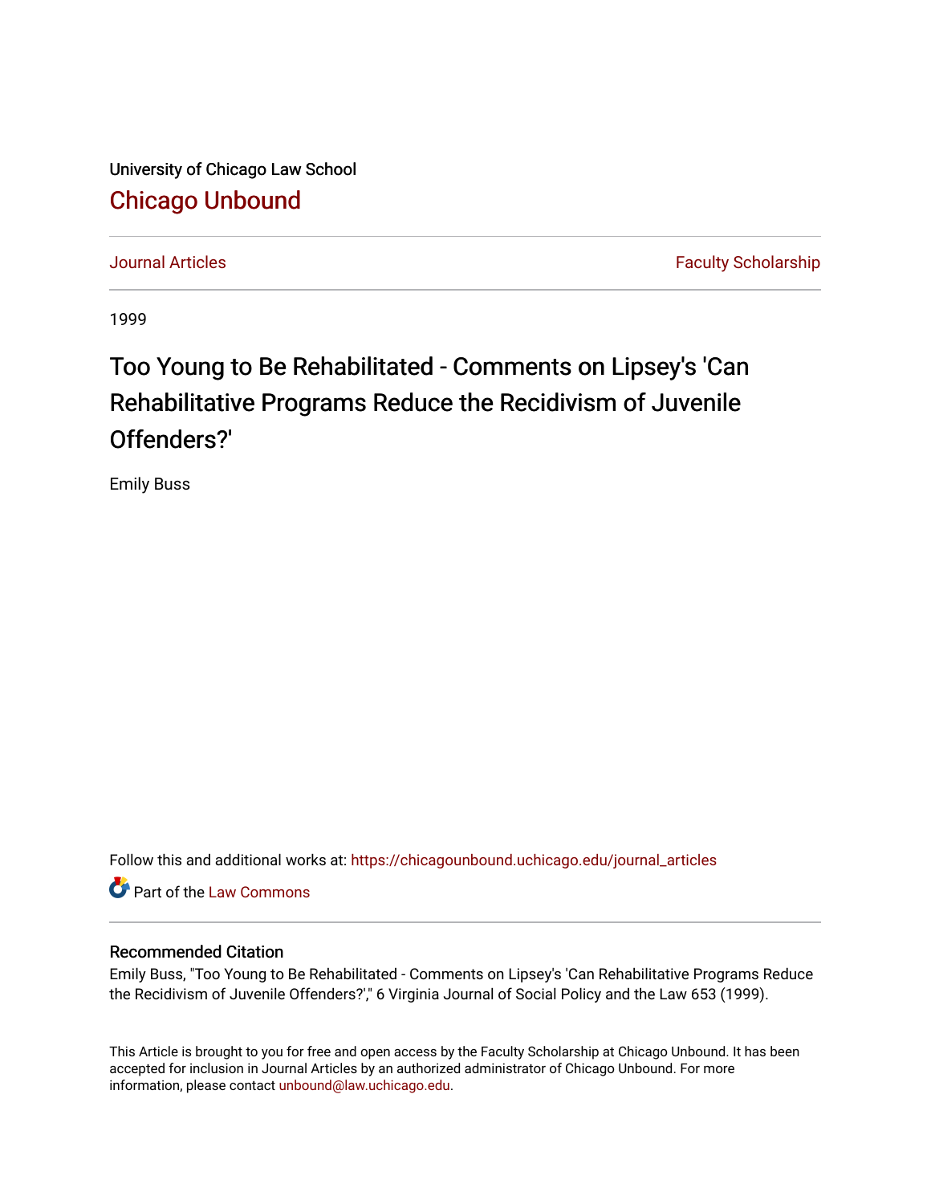University of Chicago Law School

## Chicago Unbound

Journal Articles | Faculty Scholarship

1999

# Too Young to Be Rehabilitated - Comments on Lipsey's 'Can Rehabilitative Programs Reduce the Recidivism of Juvenile Offenders?'

Emily Buss

Follow this and additional works at: https://chicagounbound.uchicago.edu/journal_articles

Part of the Law Commons

### Recommended Citation

Emily Buss, "Too Young to Be Rehabilitated - Comments on Lipsey's 'Can Rehabilitative Programs Reduce the Recidivism of Juvenile Offenders?'," 6 Virginia Journal of Social Policy and the Law 653 (1999).

This Article is brought to you for free and open access by the Faculty Scholarship at Chicago Unbound. It has been accepted for inclusion in Journal Articles by an authorized administrator of Chicago Unbound. For more information, please contact unbound@law.uchicago.edu.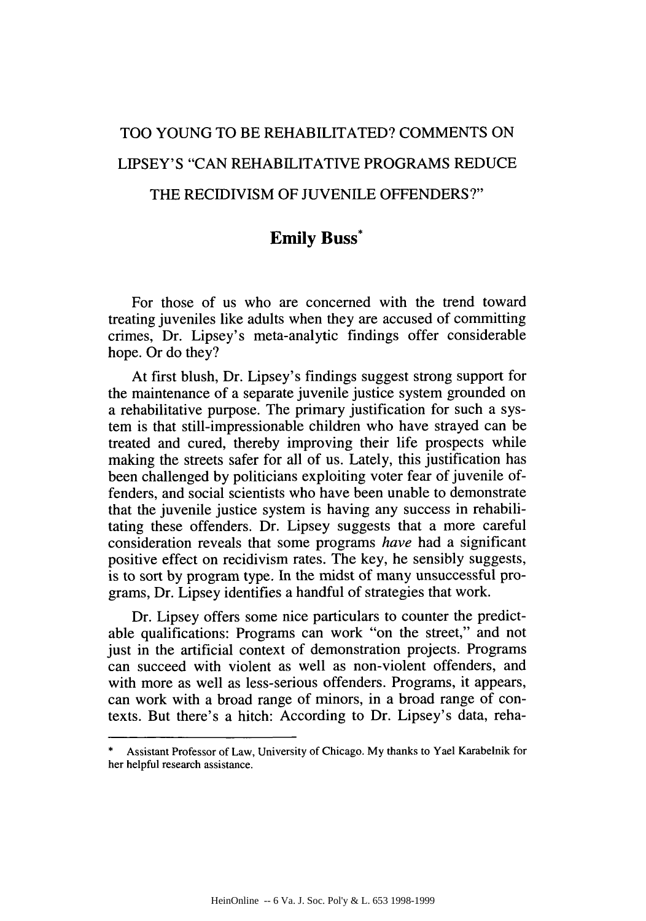# TOO YOUNG TO BE REHABILITATED? COMMENTS ON LIPSEY'S "CAN REHABILITATIVE PROGRAMS REDUCE THE RECIDIVISM OF JUVENILE OFFENDERS?"

## Emily Buss*

For those of us who are concerned with the trend toward treating juveniles like adults when they are accused of committing crimes, Dr. Lipsey's meta-analytic findings offer considerable hope. Or do they?

At first blush, Dr. Lipsey's findings suggest strong support for the maintenance of a separate juvenile justice system grounded on a rehabilitative purpose. The primary justification for such a system is that still-impressionable children who have strayed can be treated and cured, thereby improving their life prospects while making the streets safer for all of us. Lately, this justification has been challenged by politicians exploiting voter fear of juvenile offenders, and social scientists who have been unable to demonstrate that the juvenile justice system is having any success in rehabilitating these offenders. Dr. Lipsey suggests that a more careful consideration reveals that some programs *have* had a significant positive effect on recidivism rates. The key, he sensibly suggests, is to sort by program type. In the midst of many unsuccessful programs, Dr. Lipsey identifies a handful of strategies that work.

Dr. Lipsey offers some nice particulars to counter the predictable qualifications: Programs can work "on the street," and not just in the artificial context of demonstration projects. Programs can succeed with violent as well as non-violent offenders, and with more as well as less-serious offenders. Programs, it appears, can work with a broad range of minors, in a broad range of contexts. But there's a hitch: According to Dr. Lipsey's data, reha-

---

* Assistant Professor of Law, University of Chicago. My thanks to Yael Karabelnik for her helpful research assistance.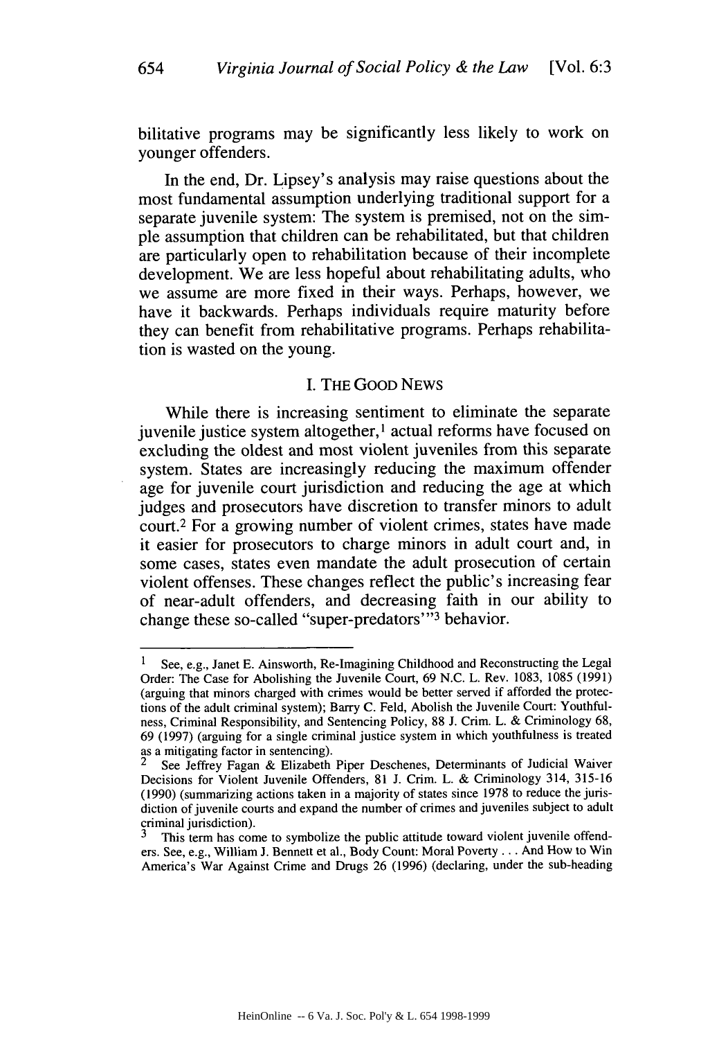bilitative programs may be significantly less likely to work on younger offenders.

In the end, Dr. Lipsey's analysis may raise questions about the most fundamental assumption underlying traditional support for a separate juvenile system: The system is premised, not on the simple assumption that children can be rehabilitated, but that children are particularly open to rehabilitation because of their incomplete development. We are less hopeful about rehabilitating adults, who we assume are more fixed in their ways. Perhaps, however, we have it backwards. Perhaps individuals require maturity before they can benefit from rehabilitative programs. Perhaps rehabilitation is wasted on the young.

## I. THE GOOD NEWS

While there is increasing sentiment to eliminate the separate juvenile justice system altogether,[1] actual reforms have focused on excluding the oldest and most violent juveniles from this separate system. States are increasingly reducing the maximum offender age for juvenile court jurisdiction and reducing the age at which judges and prosecutors have discretion to transfer minors to adult court.[2] For a growing number of violent crimes, states have made it easier for prosecutors to charge minors in adult court and, in some cases, states even mandate the adult prosecution of certain violent offenses. These changes reflect the public's increasing fear of near-adult offenders, and decreasing faith in our ability to change these so-called "super-predators'"[3] behavior.

---

[1] See, e.g., Janet E. Ainsworth, Re-Imagining Childhood and Reconstructing the Legal Order: The Case for Abolishing the Juvenile Court, 69 N.C. L. Rev. 1083, 1085 (1991) (arguing that minors charged with crimes would be better served if afforded the protections of the adult criminal system); Barry C. Feld, Abolish the Juvenile Court: Youthfulness, Criminal Responsibility, and Sentencing Policy, 88 J. Crim. L. & Criminology 68, 69 (1997) (arguing for a single criminal justice system in which youthfulness is treated as a mitigating factor in sentencing).

[2] See Jeffrey Fagan & Elizabeth Piper Deschenes, Determinants of Judicial Waiver Decisions for Violent Juvenile Offenders, 81 J. Crim. L. & Criminology 314, 315-16 (1990) (summarizing actions taken in a majority of states since 1978 to reduce the jurisdiction of juvenile courts and expand the number of crimes and juveniles subject to adult criminal jurisdiction).

[3] This term has come to symbolize the public attitude toward violent juvenile offenders. See, e.g., William J. Bennett et al., Body Count: Moral Poverty . . . And How to Win America's War Against Crime and Drugs 26 (1996) (declaring, under the sub-heading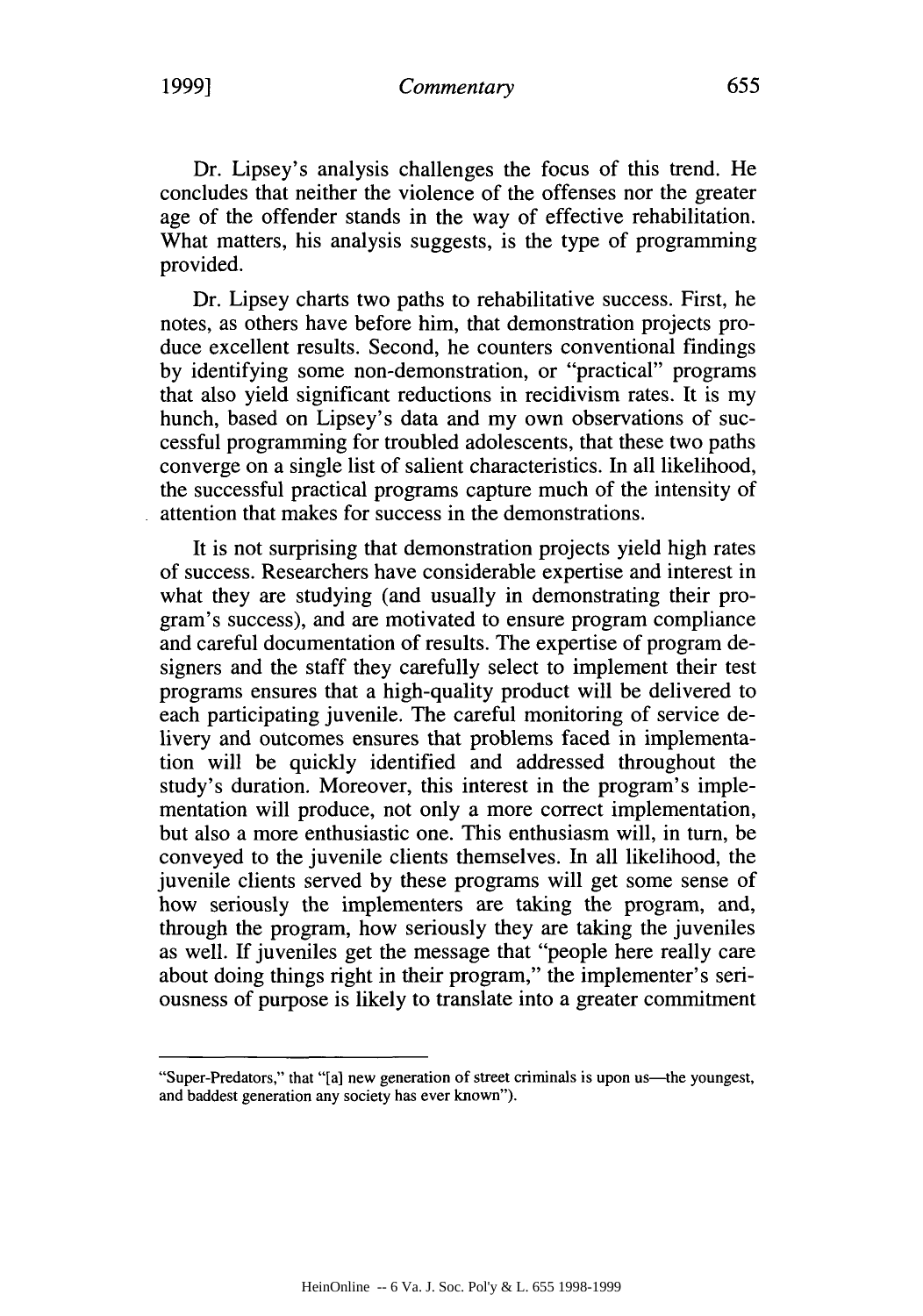Dr. Lipsey's analysis challenges the focus of this trend. He concludes that neither the violence of the offenses nor the greater age of the offender stands in the way of effective rehabilitation. What matters, his analysis suggests, is the type of programming provided.

Dr. Lipsey charts two paths to rehabilitative success. First, he notes, as others have before him, that demonstration projects produce excellent results. Second, he counters conventional findings by identifying some non-demonstration, or "practical" programs that also yield significant reductions in recidivism rates. It is my hunch, based on Lipsey's data and my own observations of successful programming for troubled adolescents, that these two paths converge on a single list of salient characteristics. In all likelihood, the successful practical programs capture much of the intensity of attention that makes for success in the demonstrations.

It is not surprising that demonstration projects yield high rates of success. Researchers have considerable expertise and interest in what they are studying (and usually in demonstrating their program's success), and are motivated to ensure program compliance and careful documentation of results. The expertise of program designers and the staff they carefully select to implement their test programs ensures that a high-quality product will be delivered to each participating juvenile. The careful monitoring of service delivery and outcomes ensures that problems faced in implementation will be quickly identified and addressed throughout the study's duration. Moreover, this interest in the program's implementation will produce, not only a more correct implementation, but also a more enthusiastic one. This enthusiasm will, in turn, be conveyed to the juvenile clients themselves. In all likelihood, the juvenile clients served by these programs will get some sense of how seriously the implementers are taking the program, and, through the program, how seriously they are taking the juveniles as well. If juveniles get the message that "people here really care about doing things right in their program," the implementer's seriousness of purpose is likely to translate into a greater commitment

---

"Super-Predators," that "[a] new generation of street criminals is upon us—the youngest, and baddest generation any society has ever known").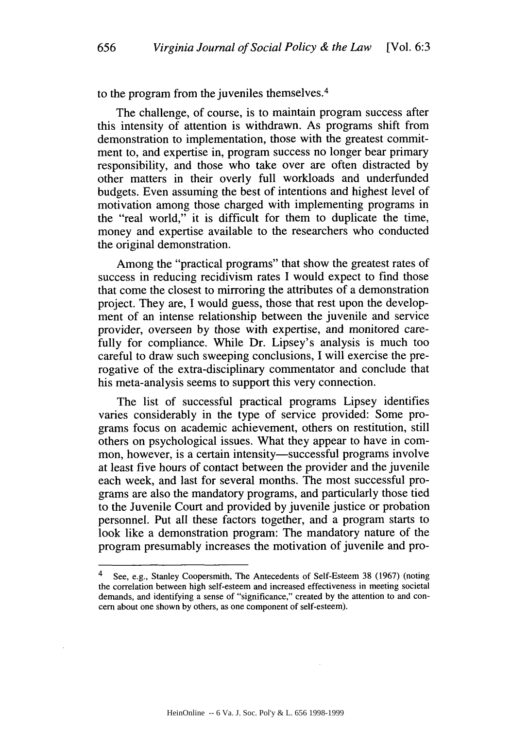to the program from the juveniles themselves.[4]

The challenge, of course, is to maintain program success after this intensity of attention is withdrawn. As programs shift from demonstration to implementation, those with the greatest commitment to, and expertise in, program success no longer bear primary responsibility, and those who take over are often distracted by other matters in their overly full workloads and underfunded budgets. Even assuming the best of intentions and highest level of motivation among those charged with implementing programs in the "real world," it is difficult for them to duplicate the time, money and expertise available to the researchers who conducted the original demonstration.

Among the "practical programs" that show the greatest rates of success in reducing recidivism rates I would expect to find those that come the closest to mirroring the attributes of a demonstration project. They are, I would guess, those that rest upon the development of an intense relationship between the juvenile and service provider, overseen by those with expertise, and monitored carefully for compliance. While Dr. Lipsey's analysis is much too careful to draw such sweeping conclusions, I will exercise the prerogative of the extra-disciplinary commentator and conclude that his meta-analysis seems to support this very connection.

The list of successful practical programs Lipsey identifies varies considerably in the type of service provided: Some programs focus on academic achievement, others on restitution, still others on psychological issues. What they appear to have in common, however, is a certain intensity—successful programs involve at least five hours of contact between the provider and the juvenile each week, and last for several months. The most successful programs are also the mandatory programs, and particularly those tied to the Juvenile Court and provided by juvenile justice or probation personnel. Put all these factors together, and a program starts to look like a demonstration program: The mandatory nature of the program presumably increases the motivation of juvenile and pro-

---

[4] See, e.g., Stanley Coopersmith, The Antecedents of Self-Esteem 38 (1967) (noting the correlation between high self-esteem and increased effectiveness in meeting societal demands, and identifying a sense of "significance," created by the attention to and concern about one shown by others, as one component of self-esteem).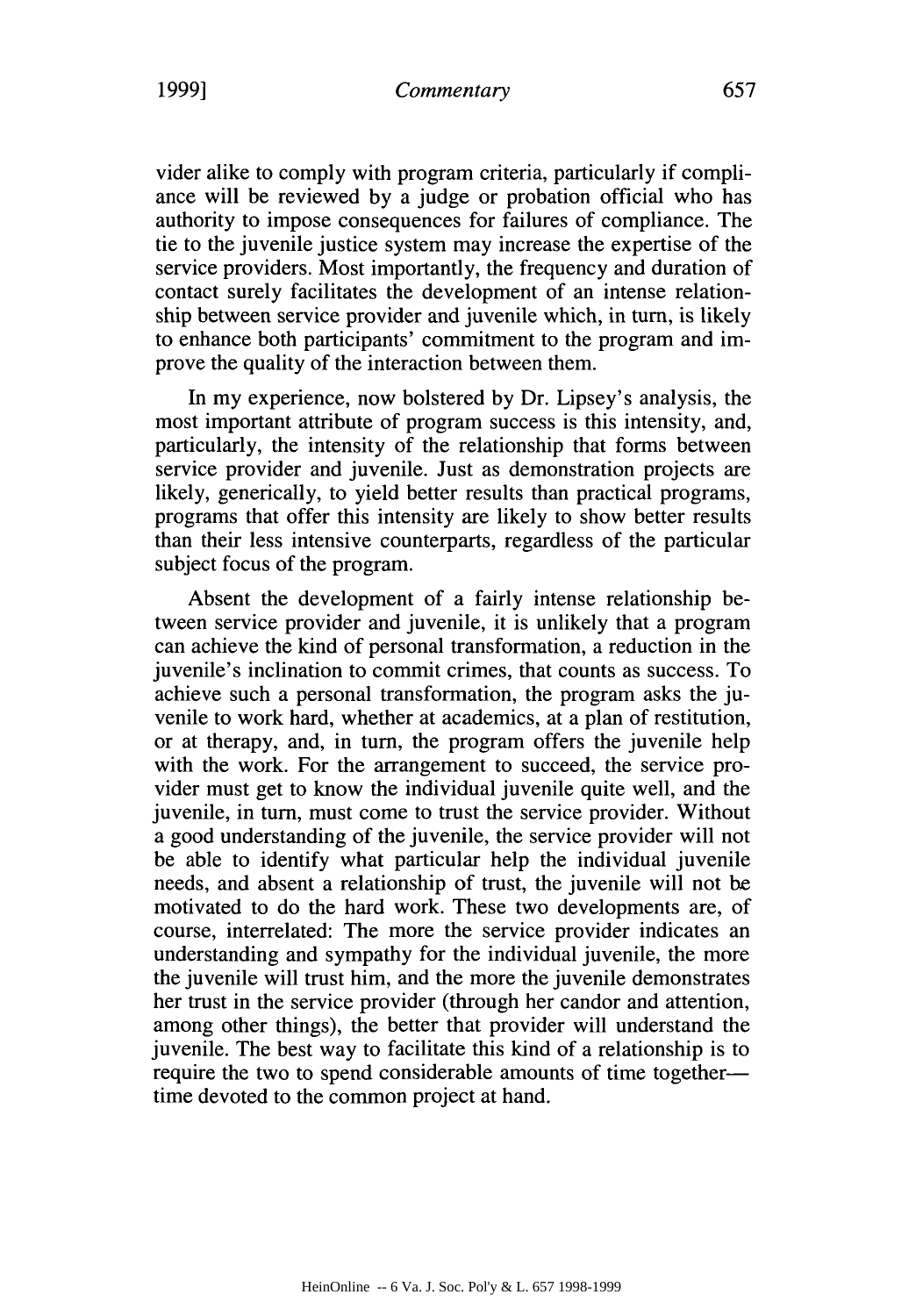vider alike to comply with program criteria, particularly if compliance will be reviewed by a judge or probation official who has authority to impose consequences for failures of compliance. The tie to the juvenile justice system may increase the expertise of the service providers. Most importantly, the frequency and duration of contact surely facilitates the development of an intense relationship between service provider and juvenile which, in turn, is likely to enhance both participants' commitment to the program and improve the quality of the interaction between them.

In my experience, now bolstered by Dr. Lipsey's analysis, the most important attribute of program success is this intensity, and, particularly, the intensity of the relationship that forms between service provider and juvenile. Just as demonstration projects are likely, generically, to yield better results than practical programs, programs that offer this intensity are likely to show better results than their less intensive counterparts, regardless of the particular subject focus of the program.

Absent the development of a fairly intense relationship between service provider and juvenile, it is unlikely that a program can achieve the kind of personal transformation, a reduction in the juvenile's inclination to commit crimes, that counts as success. To achieve such a personal transformation, the program asks the juvenile to work hard, whether at academics, at a plan of restitution, or at therapy, and, in turn, the program offers the juvenile help with the work. For the arrangement to succeed, the service provider must get to know the individual juvenile quite well, and the juvenile, in turn, must come to trust the service provider. Without a good understanding of the juvenile, the service provider will not be able to identify what particular help the individual juvenile needs, and absent a relationship of trust, the juvenile will not be motivated to do the hard work. These two developments are, of course, interrelated: The more the service provider indicates an understanding and sympathy for the individual juvenile, the more the juvenile will trust him, and the more the juvenile demonstrates her trust in the service provider (through her candor and attention, among other things), the better that provider will understand the juvenile. The best way to facilitate this kind of a relationship is to require the two to spend considerable amounts of time together—time devoted to the common project at hand.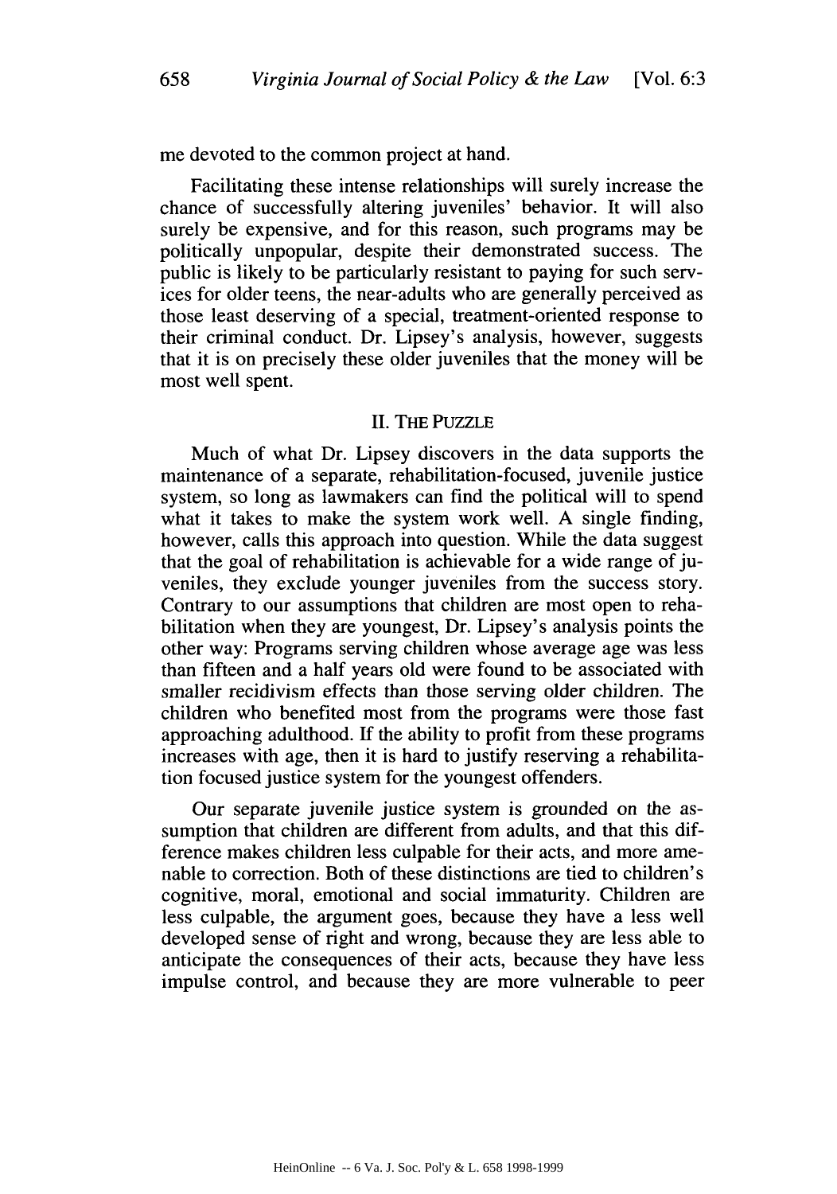me devoted to the common project at hand.

Facilitating these intense relationships will surely increase the chance of successfully altering juveniles' behavior. It will also surely be expensive, and for this reason, such programs may be politically unpopular, despite their demonstrated success. The public is likely to be particularly resistant to paying for such services for older teens, the near-adults who are generally perceived as those least deserving of a special, treatment-oriented response to their criminal conduct. Dr. Lipsey's analysis, however, suggests that it is on precisely these older juveniles that the money will be most well spent.

## II. THE PUZZLE

Much of what Dr. Lipsey discovers in the data supports the maintenance of a separate, rehabilitation-focused, juvenile justice system, so long as lawmakers can find the political will to spend what it takes to make the system work well. A single finding, however, calls this approach into question. While the data suggest that the goal of rehabilitation is achievable for a wide range of juveniles, they exclude younger juveniles from the success story. Contrary to our assumptions that children are most open to rehabilitation when they are youngest, Dr. Lipsey's analysis points the other way: Programs serving children whose average age was less than fifteen and a half years old were found to be associated with smaller recidivism effects than those serving older children. The children who benefited most from the programs were those fast approaching adulthood. If the ability to profit from these programs increases with age, then it is hard to justify reserving a rehabilitation focused justice system for the youngest offenders.

Our separate juvenile justice system is grounded on the assumption that children are different from adults, and that this difference makes children less culpable for their acts, and more amenable to correction. Both of these distinctions are tied to children's cognitive, moral, emotional and social immaturity. Children are less culpable, the argument goes, because they have a less well developed sense of right and wrong, because they are less able to anticipate the consequences of their acts, because they have less impulse control, and because they are more vulnerable to peer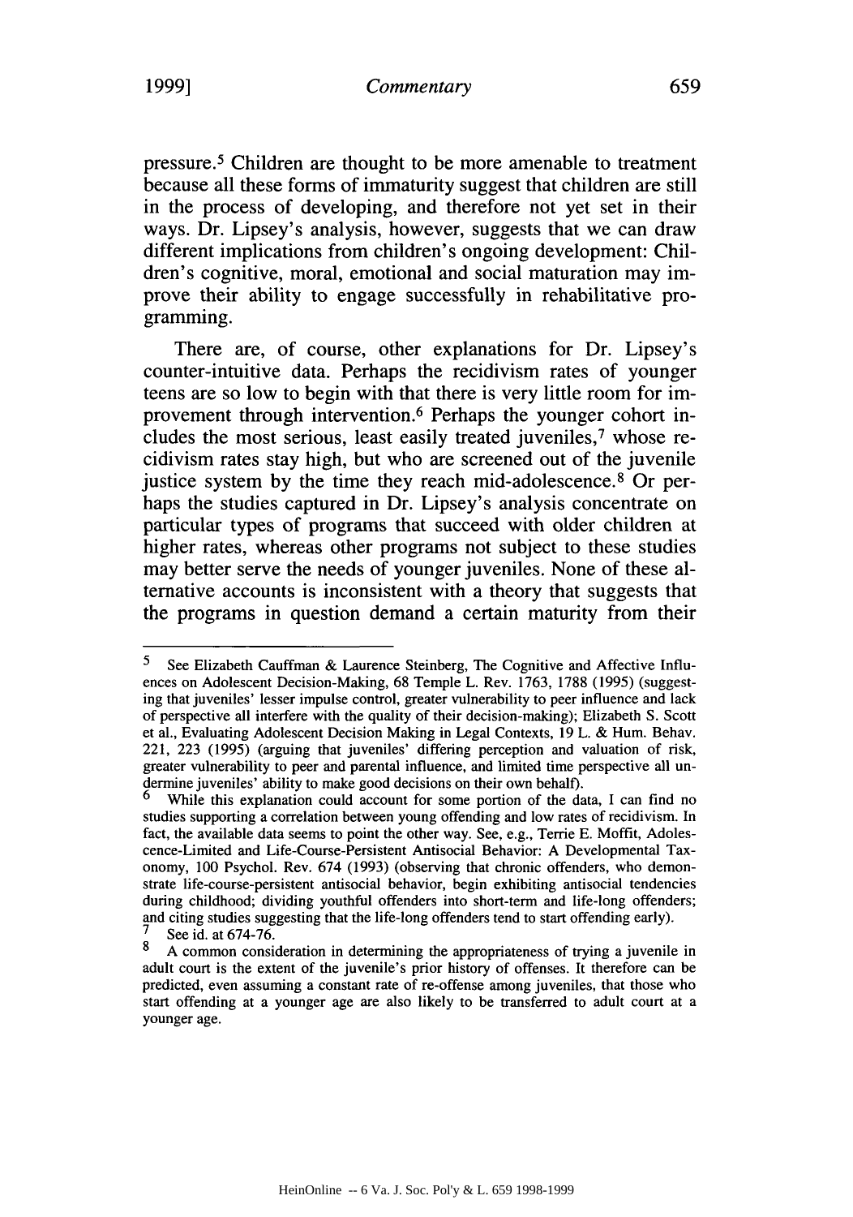pressure.[5] Children are thought to be more amenable to treatment because all these forms of immaturity suggest that children are still in the process of developing, and therefore not yet set in their ways. Dr. Lipsey's analysis, however, suggests that we can draw different implications from children's ongoing development: Children's cognitive, moral, emotional and social maturation may improve their ability to engage successfully in rehabilitative programming.

There are, of course, other explanations for Dr. Lipsey's counter-intuitive data. Perhaps the recidivism rates of younger teens are so low to begin with that there is very little room for improvement through intervention.[6] Perhaps the younger cohort includes the most serious, least easily treated juveniles,[7] whose recidivism rates stay high, but who are screened out of the juvenile justice system by the time they reach mid-adolescence.[8] Or perhaps the studies captured in Dr. Lipsey's analysis concentrate on particular types of programs that succeed with older children at higher rates, whereas other programs not subject to these studies may better serve the needs of younger juveniles. None of these alternative accounts is inconsistent with a theory that suggests that the programs in question demand a certain maturity from their

---

[5] See Elizabeth Cauffman & Laurence Steinberg, The Cognitive and Affective Influences on Adolescent Decision-Making, 68 Temple L. Rev. 1763, 1788 (1995) (suggesting that juveniles' lesser impulse control, greater vulnerability to peer influence and lack of perspective all interfere with the quality of their decision-making); Elizabeth S. Scott et al., Evaluating Adolescent Decision Making in Legal Contexts, 19 L. & Hum. Behav. 221, 223 (1995) (arguing that juveniles' differing perception and valuation of risk, greater vulnerability to peer and parental influence, and limited time perspective all undermine juveniles' ability to make good decisions on their own behalf).

[6] While this explanation could account for some portion of the data, I can find no studies supporting a correlation between young offending and low rates of recidivism. In fact, the available data seems to point the other way. See, e.g., Terrie E. Moffit, Adolescence-Limited and Life-Course-Persistent Antisocial Behavior: A Developmental Taxonomy, 100 Psychol. Rev. 674 (1993) (observing that chronic offenders, who demonstrate life-course-persistent antisocial behavior, begin exhibiting antisocial tendencies during childhood; dividing youthful offenders into short-term and life-long offenders; and citing studies suggesting that the life-long offenders tend to start offending early).

[7] See id. at 674-76.

[8] A common consideration in determining the appropriateness of trying a juvenile in adult court is the extent of the juvenile's prior history of offenses. It therefore can be predicted, even assuming a constant rate of re-offense among juveniles, that those who start offending at a younger age are also likely to be transferred to adult court at a younger age.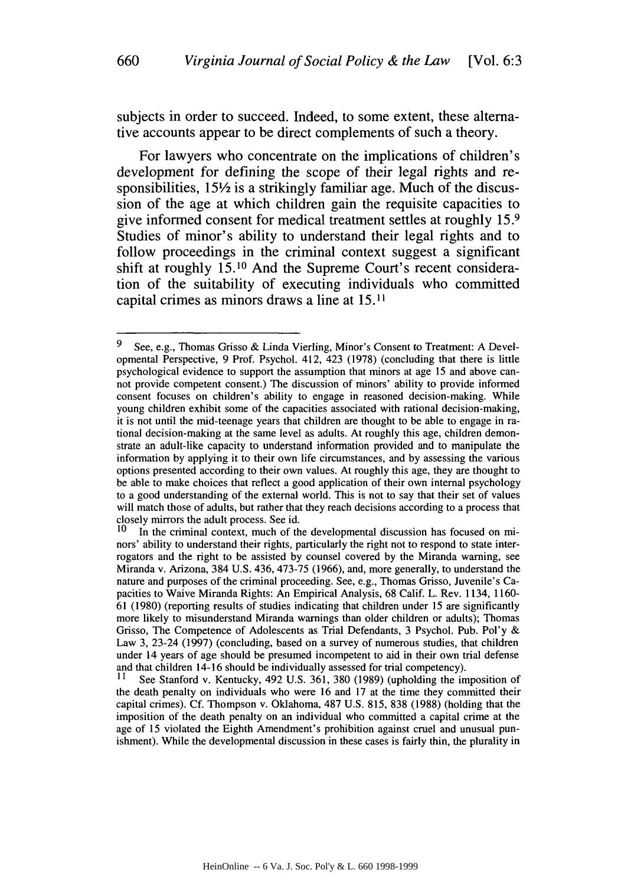subjects in order to succeed. Indeed, to some extent, these alternative accounts appear to be direct complements of such a theory.

For lawyers who concentrate on the implications of children's development for defining the scope of their legal rights and responsibilities, 15½ is a strikingly familiar age. Much of the discussion of the age at which children gain the requisite capacities to give informed consent for medical treatment settles at roughly 15.[9] Studies of minor's ability to understand their legal rights and to follow proceedings in the criminal context suggest a significant shift at roughly 15.[10] And the Supreme Court's recent consideration of the suitability of executing individuals who committed capital crimes as minors draws a line at 15.[11]

---

[9] See, e.g., Thomas Grisso & Linda Vierling, Minor's Consent to Treatment: A Developmental Perspective, 9 Prof. Psychol. 412, 423 (1978) (concluding that there is little psychological evidence to support the assumption that minors at age 15 and above cannot provide competent consent.) The discussion of minors' ability to provide informed consent focuses on children's ability to engage in reasoned decision-making. While young children exhibit some of the capacities associated with rational decision-making, it is not until the mid-teenage years that children are thought to be able to engage in rational decision-making at the same level as adults. At roughly this age, children demonstrate an adult-like capacity to understand information provided and to manipulate the information by applying it to their own life circumstances, and by assessing the various options presented according to their own values. At roughly this age, they are thought to be able to make choices that reflect a good application of their own internal psychology to a good understanding of the external world. This is not to say that their set of values will match those of adults, but rather that they reach decisions according to a process that closely mirrors the adult process. See id.

[10] In the criminal context, much of the developmental discussion has focused on minors' ability to understand their rights, particularly the right not to respond to state interrogators and the right to be assisted by counsel covered by the Miranda warning, see Miranda v. Arizona, 384 U.S. 436, 473-75 (1966), and, more generally, to understand the nature and purposes of the criminal proceeding. See, e.g., Thomas Grisso, Juvenile's Capacities to Waive Miranda Rights: An Empirical Analysis, 68 Calif. L. Rev. 1134, 1160-61 (1980) (reporting results of studies indicating that children under 15 are significantly more likely to misunderstand Miranda warnings than older children or adults); Thomas Grisso, The Competence of Adolescents as Trial Defendants, 3 Psychol. Pub. Pol'y & Law 3, 23-24 (1997) (concluding, based on a survey of numerous studies, that children under 14 years of age should be presumed incompetent to aid in their own trial defense and that children 14-16 should be individually assessed for trial competency).

[11] See Stanford v. Kentucky, 492 U.S. 361, 380 (1989) (upholding the imposition of the death penalty on individuals who were 16 and 17 at the time they committed their capital crimes). Cf. Thompson v. Oklahoma, 487 U.S. 815, 838 (1988) (holding that the imposition of the death penalty on an individual who committed a capital crime at the age of 15 violated the Eighth Amendment's prohibition against cruel and unusual punishment). While the developmental discussion in these cases is fairly thin, the plurality in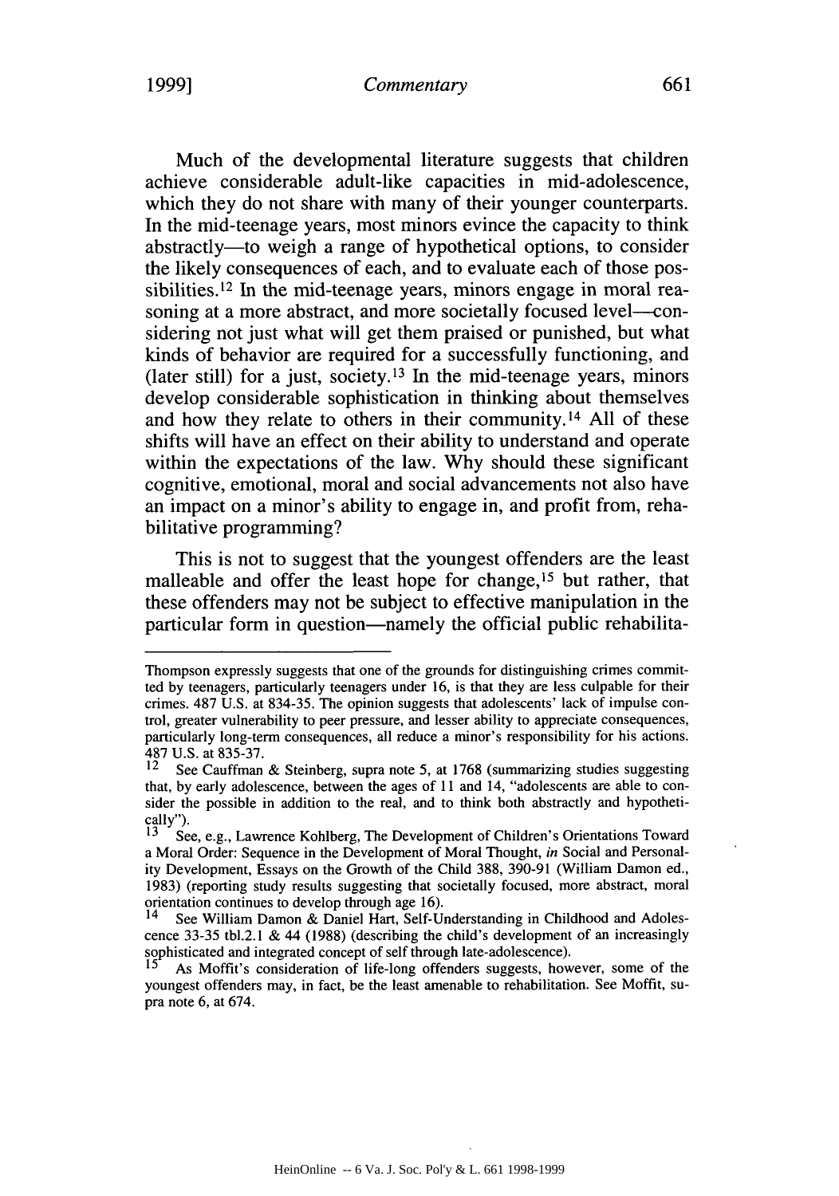Much of the developmental literature suggests that children achieve considerable adult-like capacities in mid-adolescence, which they do not share with many of their younger counterparts. In the mid-teenage years, most minors evince the capacity to think abstractly—to weigh a range of hypothetical options, to consider the likely consequences of each, and to evaluate each of those possibilities.[12] In the mid-teenage years, minors engage in moral reasoning at a more abstract, and more societally focused level—considering not just what will get them praised or punished, but what kinds of behavior are required for a successfully functioning, and (later still) for a just, society.[13] In the mid-teenage years, minors develop considerable sophistication in thinking about themselves and how they relate to others in their community.[14] All of these shifts will have an effect on their ability to understand and operate within the expectations of the law. Why should these significant cognitive, emotional, moral and social advancements not also have an impact on a minor's ability to engage in, and profit from, rehabilitative programming?

This is not to suggest that the youngest offenders are the least malleable and offer the least hope for change,[15] but rather, that these offenders may not be subject to effective manipulation in the particular form in question—namely the official public rehabilita-

---

Thompson expressly suggests that one of the grounds for distinguishing crimes committed by teenagers, particularly teenagers under 16, is that they are less culpable for their crimes. 487 U.S. at 834-35. The opinion suggests that adolescents' lack of impulse control, greater vulnerability to peer pressure, and lesser ability to appreciate consequences, particularly long-term consequences, all reduce a minor's responsibility for his actions. 487 U.S. at 835-37.

[12] See Cauffman & Steinberg, supra note 5, at 1768 (summarizing studies suggesting that, by early adolescence, between the ages of 11 and 14, "adolescents are able to consider the possible in addition to the real, and to think both abstractly and hypothetically").

[13] See, e.g., Lawrence Kohlberg, The Development of Children's Orientations Toward a Moral Order: Sequence in the Development of Moral Thought, *in* Social and Personality Development, Essays on the Growth of the Child 388, 390-91 (William Damon ed., 1983) (reporting study results suggesting that societally focused, more abstract, moral orientation continues to develop through age 16).

[14] See William Damon & Daniel Hart, Self-Understanding in Childhood and Adolescence 33-35 tbl.2.1 & 44 (1988) (describing the child's development of an increasingly sophisticated and integrated concept of self through late-adolescence).

[15] As Moffit's consideration of life-long offenders suggests, however, some of the youngest offenders may, in fact, be the least amenable to rehabilitation. See Moffit, supra note 6, at 674.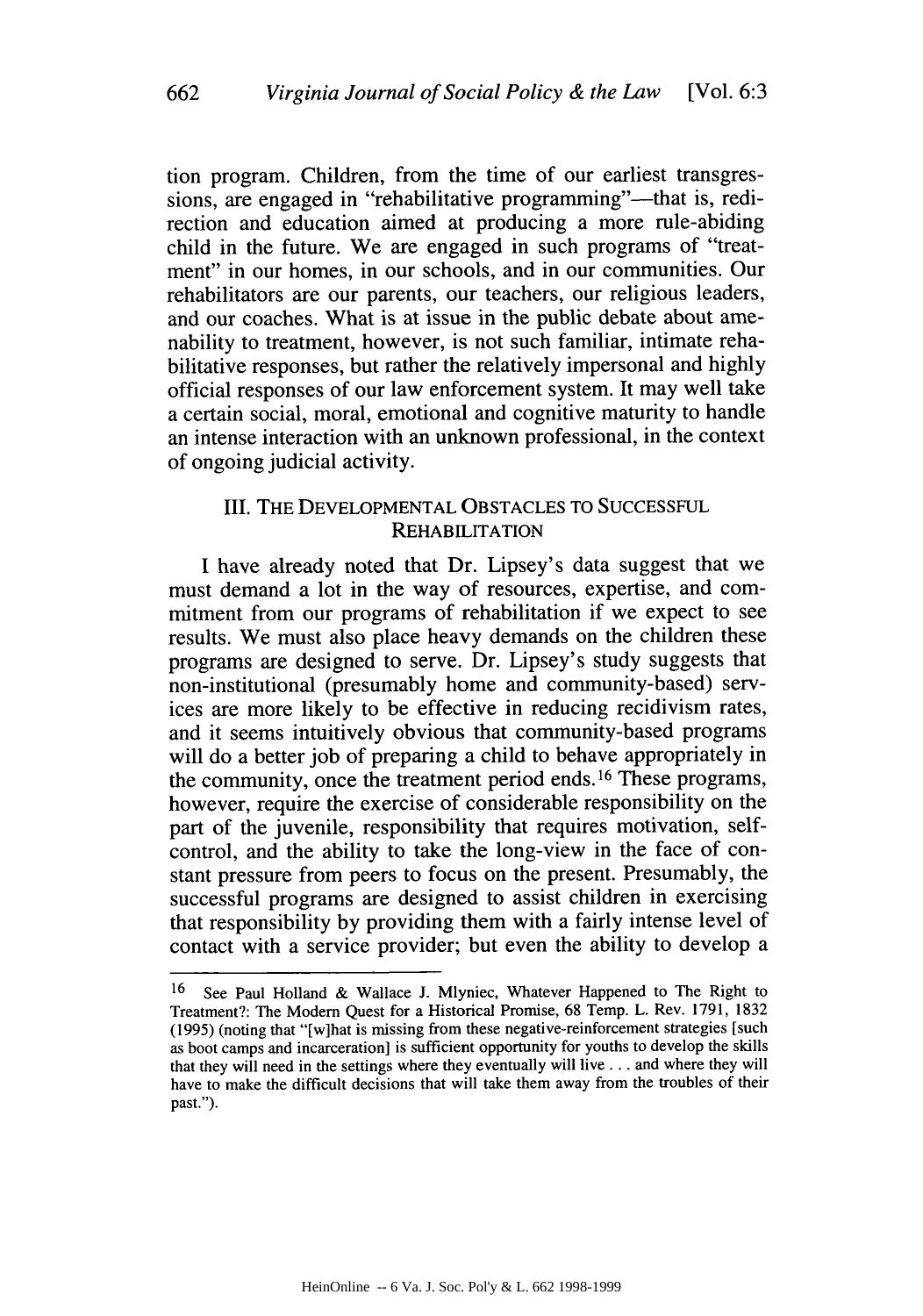tion program. Children, from the time of our earliest transgressions, are engaged in "rehabilitative programming"—that is, redirection and education aimed at producing a more rule-abiding child in the future. We are engaged in such programs of "treatment" in our homes, in our schools, and in our communities. Our rehabilitators are our parents, our teachers, our religious leaders, and our coaches. What is at issue in the public debate about amenability to treatment, however, is not such familiar, intimate rehabilitative responses, but rather the relatively impersonal and highly official responses of our law enforcement system. It may well take a certain social, moral, emotional and cognitive maturity to handle an intense interaction with an unknown professional, in the context of ongoing judicial activity.

## III. THE DEVELOPMENTAL OBSTACLES TO SUCCESSFUL REHABILITATION

I have already noted that Dr. Lipsey's data suggest that we must demand a lot in the way of resources, expertise, and commitment from our programs of rehabilitation if we expect to see results. We must also place heavy demands on the children these programs are designed to serve. Dr. Lipsey's study suggests that non-institutional (presumably home and community-based) services are more likely to be effective in reducing recidivism rates, and it seems intuitively obvious that community-based programs will do a better job of preparing a child to behave appropriately in the community, once the treatment period ends.[16] These programs, however, require the exercise of considerable responsibility on the part of the juvenile, responsibility that requires motivation, self-control, and the ability to take the long-view in the face of constant pressure from peers to focus on the present. Presumably, the successful programs are designed to assist children in exercising that responsibility by providing them with a fairly intense level of contact with a service provider; but even the ability to develop a

---

[16] See Paul Holland & Wallace J. Mlyniec, Whatever Happened to The Right to Treatment?: The Modern Quest for a Historical Promise, 68 Temp. L. Rev. 1791, 1832 (1995) (noting that "[w]hat is missing from these negative-reinforcement strategies [such as boot camps and incarceration] is sufficient opportunity for youths to develop the skills that they will need in the settings where they eventually will live . . . and where they will have to make the difficult decisions that will take them away from the troubles of their past.").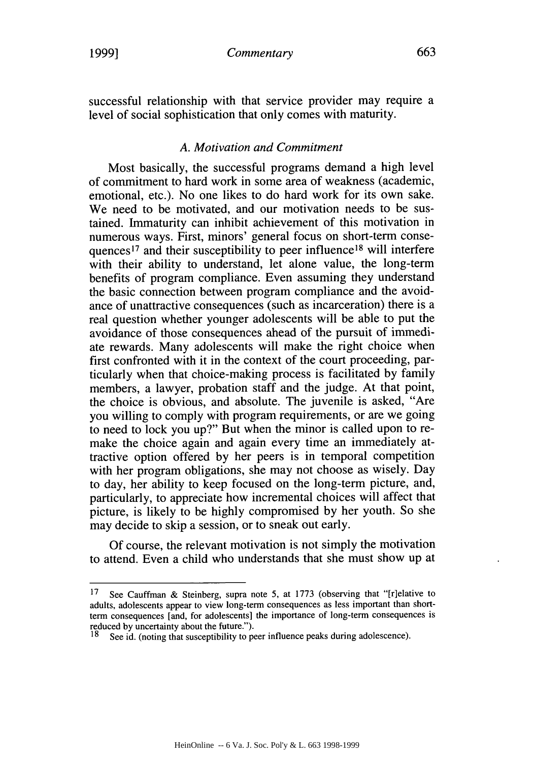successful relationship with that service provider may require a level of social sophistication that only comes with maturity.

### *A. Motivation and Commitment*

Most basically, the successful programs demand a high level of commitment to hard work in some area of weakness (academic, emotional, etc.). No one likes to do hard work for its own sake. We need to be motivated, and our motivation needs to be sustained. Immaturity can inhibit achievement of this motivation in numerous ways. First, minors' general focus on short-term consequences[17] and their susceptibility to peer influence[18] will interfere with their ability to understand, let alone value, the long-term benefits of program compliance. Even assuming they understand the basic connection between program compliance and the avoidance of unattractive consequences (such as incarceration) there is a real question whether younger adolescents will be able to put the avoidance of those consequences ahead of the pursuit of immediate rewards. Many adolescents will make the right choice when first confronted with it in the context of the court proceeding, particularly when that choice-making process is facilitated by family members, a lawyer, probation staff and the judge. At that point, the choice is obvious, and absolute. The juvenile is asked, "Are you willing to comply with program requirements, or are we going to need to lock you up?" But when the minor is called upon to remake the choice again and again every time an immediately attractive option offered by her peers is in temporal competition with her program obligations, she may not choose as wisely. Day to day, her ability to keep focused on the long-term picture, and, particularly, to appreciate how incremental choices will affect that picture, is likely to be highly compromised by her youth. So she may decide to skip a session, or to sneak out early.

Of course, the relevant motivation is not simply the motivation to attend. Even a child who understands that she must show up at

---

[17] See Cauffman & Steinberg, supra note 5, at 1773 (observing that "[r]elative to adults, adolescents appear to view long-term consequences as less important than short-term consequences [and, for adolescents] the importance of long-term consequences is reduced by uncertainty about the future.").

[18] See id. (noting that susceptibility to peer influence peaks during adolescence).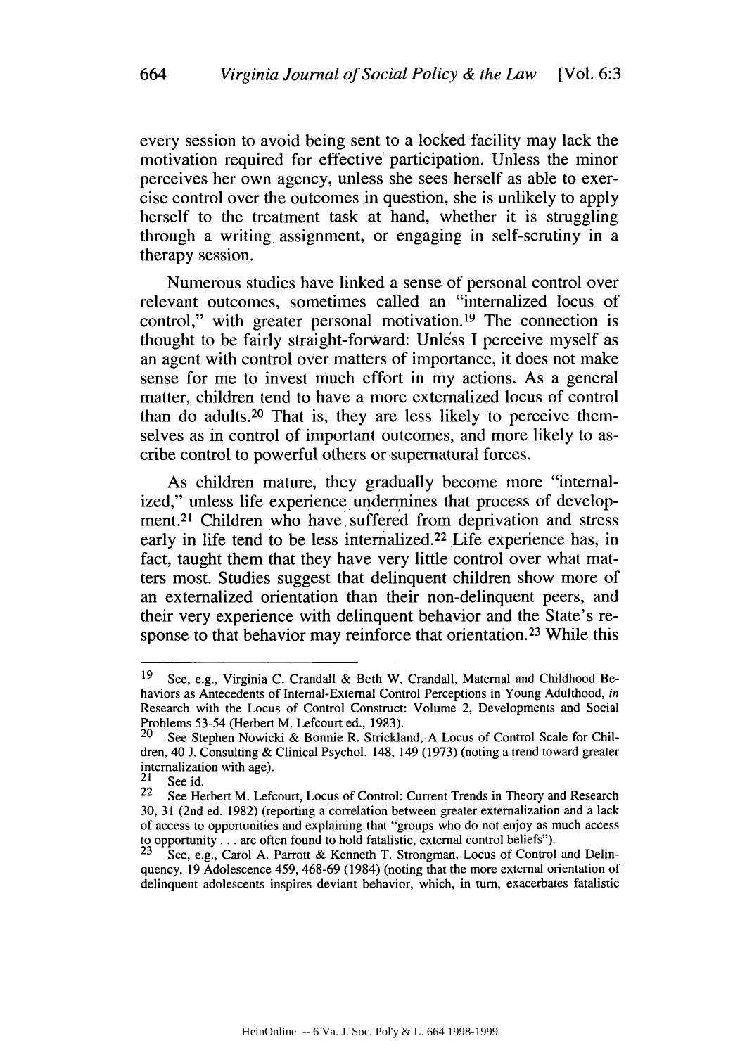every session to avoid being sent to a locked facility may lack the motivation required for effective participation. Unless the minor perceives her own agency, unless she sees herself as able to exercise control over the outcomes in question, she is unlikely to apply herself to the treatment task at hand, whether it is struggling through a writing assignment, or engaging in self-scrutiny in a therapy session.

Numerous studies have linked a sense of personal control over relevant outcomes, sometimes called an "internalized locus of control," with greater personal motivation.[19] The connection is thought to be fairly straight-forward: Unless I perceive myself as an agent with control over matters of importance, it does not make sense for me to invest much effort in my actions. As a general matter, children tend to have a more externalized locus of control than do adults.[20] That is, they are less likely to perceive themselves as in control of important outcomes, and more likely to ascribe control to powerful others or supernatural forces.

As children mature, they gradually become more "internalized," unless life experience undermines that process of development.[21] Children who have suffered from deprivation and stress early in life tend to be less internalized.[22] Life experience has, in fact, taught them that they have very little control over what matters most. Studies suggest that delinquent children show more of an externalized orientation than their non-delinquent peers, and their very experience with delinquent behavior and the State's response to that behavior may reinforce that orientation.[23] While this

---

[19] See, e.g., Virginia C. Crandall & Beth W. Crandall, Maternal and Childhood Behaviors as Antecedents of Internal-External Control Perceptions in Young Adulthood, *in* Research with the Locus of Control Construct: Volume 2, Developments and Social Problems 53-54 (Herbert M. Lefcourt ed., 1983).

[20] See Stephen Nowicki & Bonnie R. Strickland, A Locus of Control Scale for Children, 40 J. Consulting & Clinical Psychol. 148, 149 (1973) (noting a trend toward greater internalization with age).

[21] See id.

[22] See Herbert M. Lefcourt, Locus of Control: Current Trends in Theory and Research 30, 31 (2nd ed. 1982) (reporting a correlation between greater externalization and a lack of access to opportunities and explaining that "groups who do not enjoy as much access to opportunity . . . are often found to hold fatalistic, external control beliefs").

[23] See, e.g., Carol A. Parrott & Kenneth T. Strongman, Locus of Control and Delinquency, 19 Adolescence 459, 468-69 (1984) (noting that the more external orientation of delinquent adolescents inspires deviant behavior, which, in turn, exacerbates fatalistic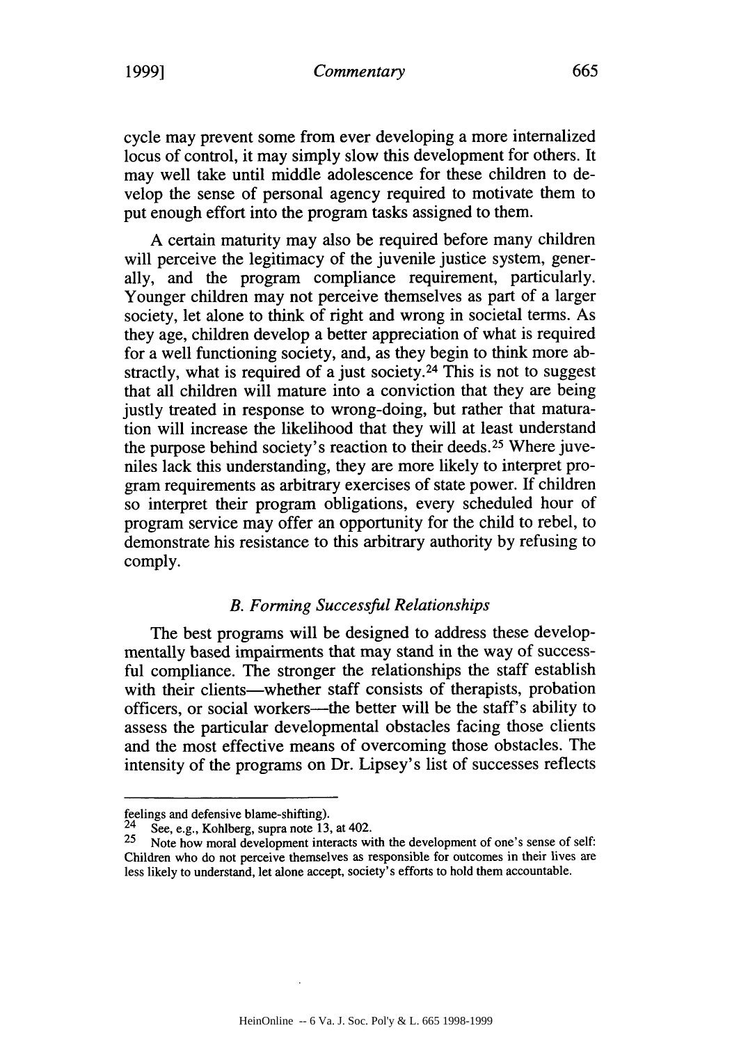cycle may prevent some from ever developing a more internalized locus of control, it may simply slow this development for others. It may well take until middle adolescence for these children to develop the sense of personal agency required to motivate them to put enough effort into the program tasks assigned to them.

A certain maturity may also be required before many children will perceive the legitimacy of the juvenile justice system, generally, and the program compliance requirement, particularly. Younger children may not perceive themselves as part of a larger society, let alone to think of right and wrong in societal terms. As they age, children develop a better appreciation of what is required for a well functioning society, and, as they begin to think more abstractly, what is required of a just society.[24] This is not to suggest that all children will mature into a conviction that they are being justly treated in response to wrong-doing, but rather that maturation will increase the likelihood that they will at least understand the purpose behind society's reaction to their deeds.[25] Where juveniles lack this understanding, they are more likely to interpret program requirements as arbitrary exercises of state power. If children so interpret their program obligations, every scheduled hour of program service may offer an opportunity for the child to rebel, to demonstrate his resistance to this arbitrary authority by refusing to comply.

### *B. Forming Successful Relationships*

The best programs will be designed to address these developmentally based impairments that may stand in the way of successful compliance. The stronger the relationships the staff establish with their clients—whether staff consists of therapists, probation officers, or social workers—the better will be the staff's ability to assess the particular developmental obstacles facing those clients and the most effective means of overcoming those obstacles. The intensity of the programs on Dr. Lipsey's list of successes reflects

---

feelings and defensive blame-shifting).

[24] See, e.g., Kohlberg, supra note 13, at 402.

[25] Note how moral development interacts with the development of one's sense of self: Children who do not perceive themselves as responsible for outcomes in their lives are less likely to understand, let alone accept, society's efforts to hold them accountable.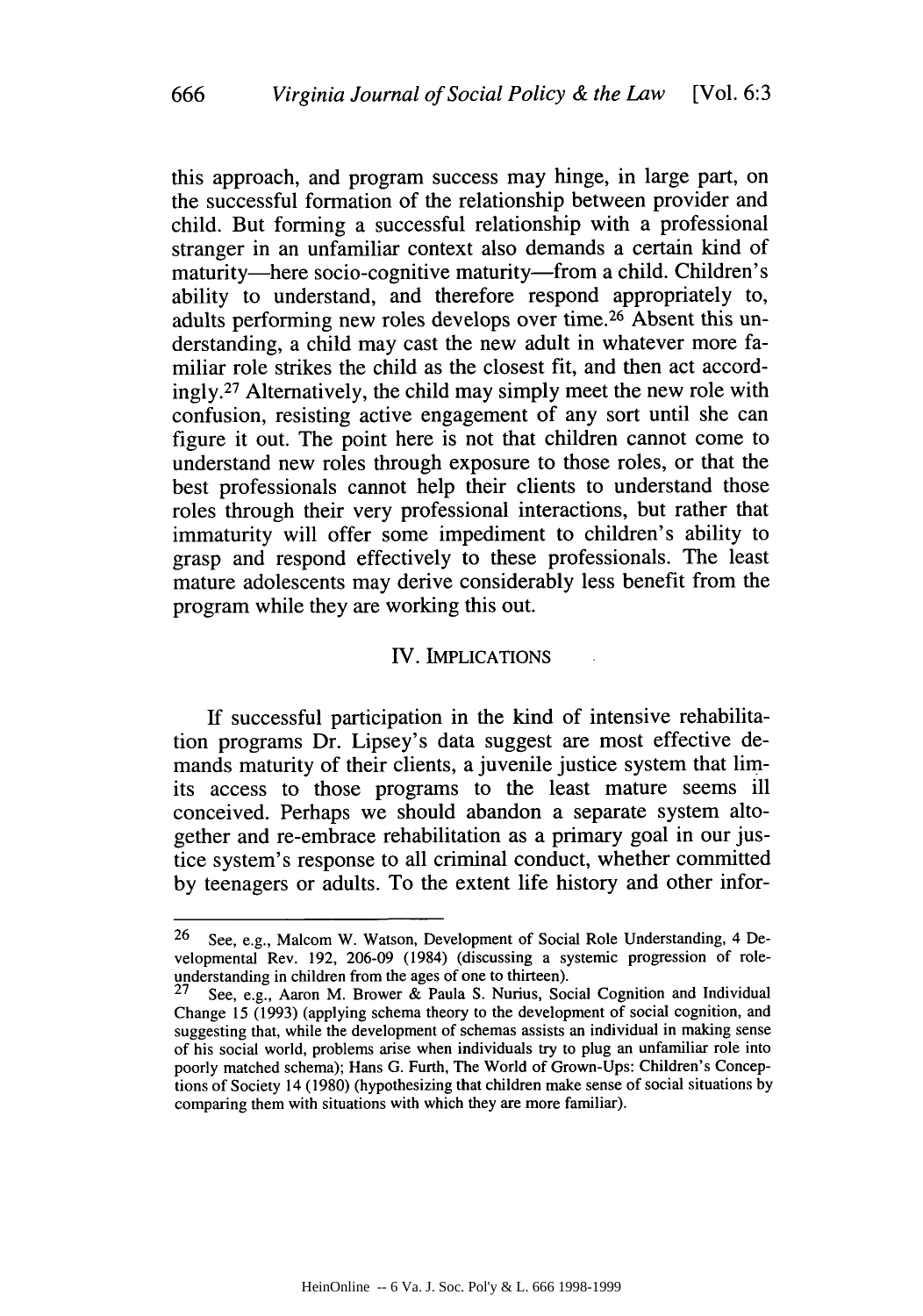this approach, and program success may hinge, in large part, on the successful formation of the relationship between provider and child. But forming a successful relationship with a professional stranger in an unfamiliar context also demands a certain kind of maturity—here socio-cognitive maturity—from a child. Children's ability to understand, and therefore respond appropriately to, adults performing new roles develops over time.[26] Absent this understanding, a child may cast the new adult in whatever more familiar role strikes the child as the closest fit, and then act accordingly.[27] Alternatively, the child may simply meet the new role with confusion, resisting active engagement of any sort until she can figure it out. The point here is not that children cannot come to understand new roles through exposure to those roles, or that the best professionals cannot help their clients to understand those roles through their very professional interactions, but rather that immaturity will offer some impediment to children's ability to grasp and respond effectively to these professionals. The least mature adolescents may derive considerably less benefit from the program while they are working this out.

## IV. IMPLICATIONS

If successful participation in the kind of intensive rehabilitation programs Dr. Lipsey's data suggest are most effective demands maturity of their clients, a juvenile justice system that limits access to those programs to the least mature seems ill conceived. Perhaps we should abandon a separate system altogether and re-embrace rehabilitation as a primary goal in our justice system's response to all criminal conduct, whether committed by teenagers or adults. To the extent life history and other infor-

---

[26] See, e.g., Malcom W. Watson, Development of Social Role Understanding, 4 Developmental Rev. 192, 206-09 (1984) (discussing a systemic progression of role-understanding in children from the ages of one to thirteen).

[27] See, e.g., Aaron M. Brower & Paula S. Nurius, Social Cognition and Individual Change 15 (1993) (applying schema theory to the development of social cognition, and suggesting that, while the development of schemas assists an individual in making sense of his social world, problems arise when individuals try to plug an unfamiliar role into poorly matched schema); Hans G. Furth, The World of Grown-Ups: Children's Conceptions of Society 14 (1980) (hypothesizing that children make sense of social situations by comparing them with situations with which they are more familiar).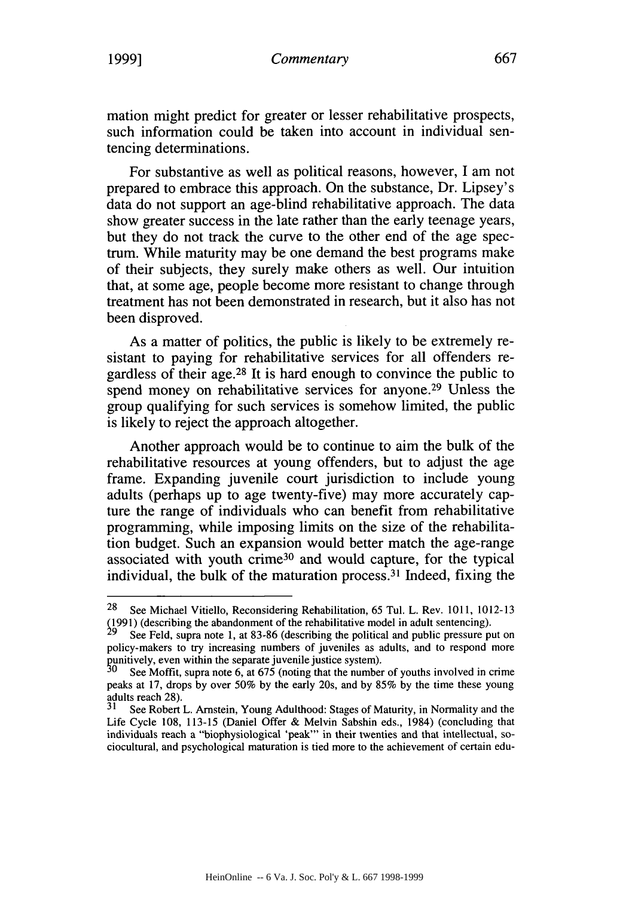mation might predict for greater or lesser rehabilitative prospects, such information could be taken into account in individual sentencing determinations.

For substantive as well as political reasons, however, I am not prepared to embrace this approach. On the substance, Dr. Lipsey's data do not support an age-blind rehabilitative approach. The data show greater success in the late rather than the early teenage years, but they do not track the curve to the other end of the age spectrum. While maturity may be one demand the best programs make of their subjects, they surely make others as well. Our intuition that, at some age, people become more resistant to change through treatment has not been demonstrated in research, but it also has not been disproved.

As a matter of politics, the public is likely to be extremely resistant to paying for rehabilitative services for all offenders regardless of their age.[28] It is hard enough to convince the public to spend money on rehabilitative services for anyone.[29] Unless the group qualifying for such services is somehow limited, the public is likely to reject the approach altogether.

Another approach would be to continue to aim the bulk of the rehabilitative resources at young offenders, but to adjust the age frame. Expanding juvenile court jurisdiction to include young adults (perhaps up to age twenty-five) may more accurately capture the range of individuals who can benefit from rehabilitative programming, while imposing limits on the size of the rehabilitation budget. Such an expansion would better match the age-range associated with youth crime[30] and would capture, for the typical individual, the bulk of the maturation process.[31] Indeed, fixing the

---

[28] See Michael Vitiello, Reconsidering Rehabilitation, 65 Tul. L. Rev. 1011, 1012-13 (1991) (describing the abandonment of the rehabilitative model in adult sentencing).

[29] See Feld, supra note 1, at 83-86 (describing the political and public pressure put on policy-makers to try increasing numbers of juveniles as adults, and to respond more punitively, even within the separate juvenile justice system).

[30] See Moffit, supra note 6, at 675 (noting that the number of youths involved in crime peaks at 17, drops by over 50% by the early 20s, and by 85% by the time these young adults reach 28).

[31] See Robert L. Arnstein, Young Adulthood: Stages of Maturity, in Normality and the Life Cycle 108, 113-15 (Daniel Offer & Melvin Sabshin eds., 1984) (concluding that individuals reach a "biophysiological 'peak'" in their twenties and that intellectual, sociocultural, and psychological maturation is tied more to the achievement of certain edu-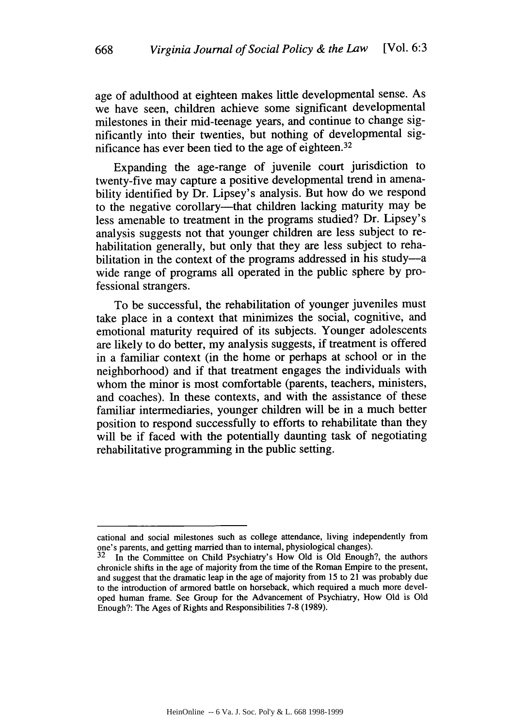age of adulthood at eighteen makes little developmental sense. As we have seen, children achieve some significant developmental milestones in their mid-teenage years, and continue to change significantly into their twenties, but nothing of developmental significance has ever been tied to the age of eighteen.[32]

Expanding the age-range of juvenile court jurisdiction to twenty-five may capture a positive developmental trend in amenability identified by Dr. Lipsey's analysis. But how do we respond to the negative corollary—that children lacking maturity may be less amenable to treatment in the programs studied? Dr. Lipsey's analysis suggests not that younger children are less subject to rehabilitation generally, but only that they are less subject to rehabilitation in the context of the programs addressed in his study—a wide range of programs all operated in the public sphere by professional strangers.

To be successful, the rehabilitation of younger juveniles must take place in a context that minimizes the social, cognitive, and emotional maturity required of its subjects. Younger adolescents are likely to do better, my analysis suggests, if treatment is offered in a familiar context (in the home or perhaps at school or in the neighborhood) and if that treatment engages the individuals with whom the minor is most comfortable (parents, teachers, ministers, and coaches). In these contexts, and with the assistance of these familiar intermediaries, younger children will be in a much better position to respond successfully to efforts to rehabilitate than they will be if faced with the potentially daunting task of negotiating rehabilitative programming in the public setting.

---

cational and social milestones such as college attendance, living independently from one's parents, and getting married than to internal, physiological changes).

[32] In the Committee on Child Psychiatry's How Old is Old Enough?, the authors chronicle shifts in the age of majority from the time of the Roman Empire to the present, and suggest that the dramatic leap in the age of majority from 15 to 21 was probably due to the introduction of armored battle on horseback, which required a much more developed human frame. See Group for the Advancement of Psychiatry, How Old is Old Enough?: The Ages of Rights and Responsibilities 7-8 (1989).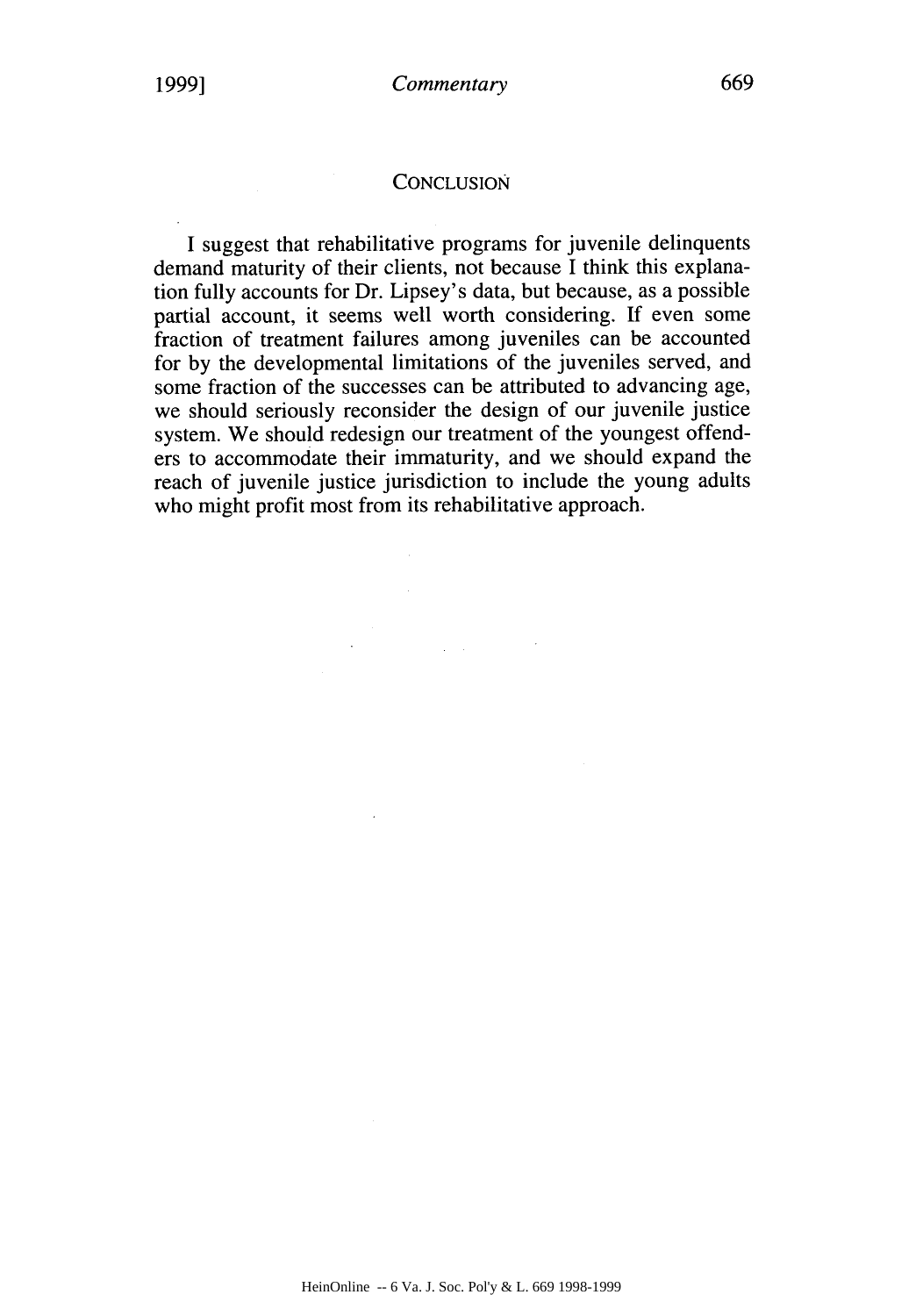## CONCLUSION

I suggest that rehabilitative programs for juvenile delinquents demand maturity of their clients, not because I think this explanation fully accounts for Dr. Lipsey's data, but because, as a possible partial account, it seems well worth considering. If even some fraction of treatment failures among juveniles can be accounted for by the developmental limitations of the juveniles served, and some fraction of the successes can be attributed to advancing age, we should seriously reconsider the design of our juvenile justice system. We should redesign our treatment of the youngest offenders to accommodate their immaturity, and we should expand the reach of juvenile justice jurisdiction to include the young adults who might profit most from its rehabilitative approach.